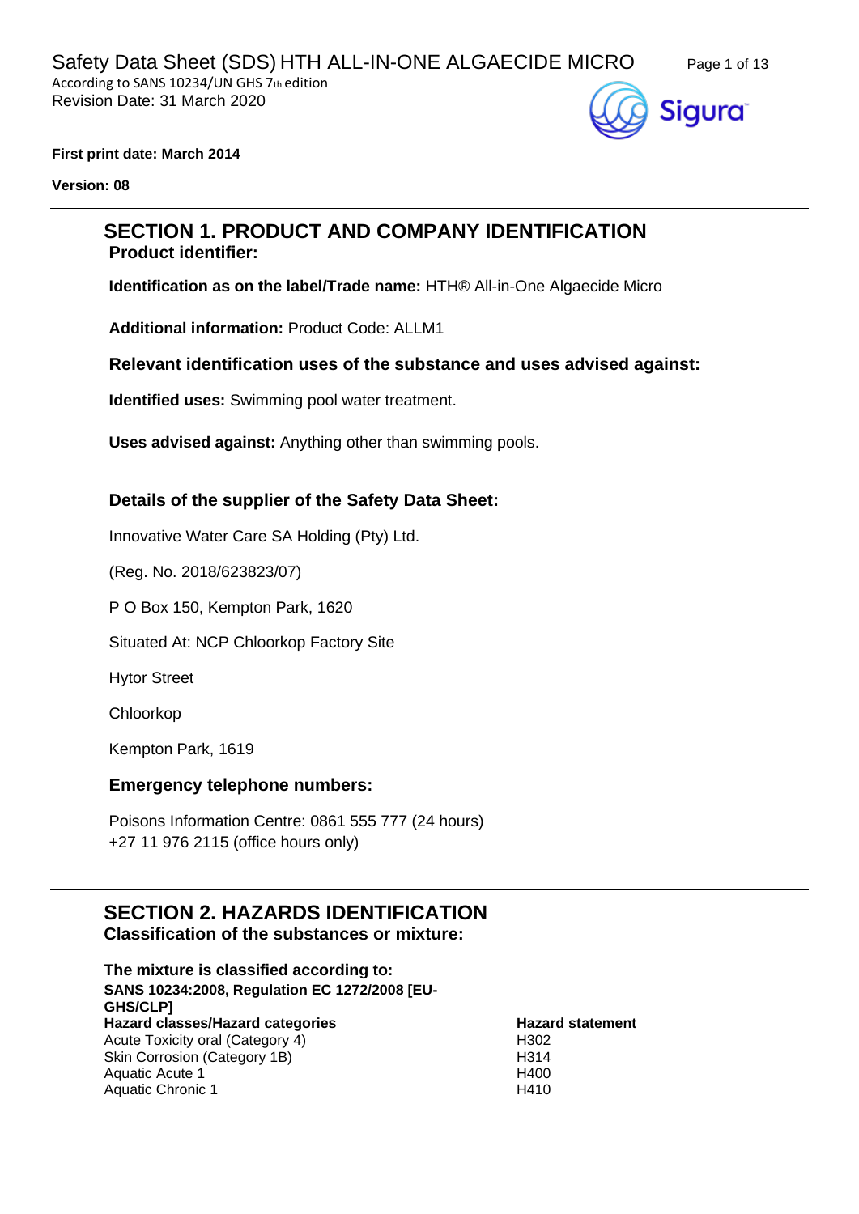# Safety Data Sheet (SDS) HTH ALL-IN-ONE ALGAECIDE MICRO

According to SANS 10234/UN GHS 7th edition

Revision Date: 31 March 2020

**First print date: March 2014**

**Version: 08**

## SECTION 1. PRODUCT AND COMPANY IDENTIFICATION

### Product identifier:

**Identification as on the label/Trade name:** HTH® All-in-One Algaecide Micro

**Additional information:** Product Code: ALLM1

### Relevant identification uses of the substance and uses advised against:

**Identified uses:** Swimming pool water treatment.

**Uses advised against:** Anything other than swimming pools.

### Details of the supplier of the Safety Data Sheet:

Innovative Water Care SA Holding (Pty) Ltd.

(Reg. No. 2018/623823/07)

P O Box 150, Kempton Park, 1620

Situated At: NCP Chloorkop Factory Site

Hytor Street

Chloorkop

Kempton Park, 1619

### Emergency telephone numbers:

Poisons Information Centre: 0861 555 777 (24 hours)
+27 11 976 2115 (office hours only)

## SECTION 2. HAZARDS IDENTIFICATION

### Classification of the substances or mixture:

**The mixture is classified according to:**
**SANS 10234:2008, Regulation EC 1272/2008 [EU-GHS/CLP]**

| Hazard classes/Hazard categories | Hazard statement |
|---|---|
| Acute Toxicity oral (Category 4) | H302 |
| Skin Corrosion (Category 1B) | H314 |
| Aquatic Acute 1 | H400 |
| Aquatic Chronic 1 | H410 |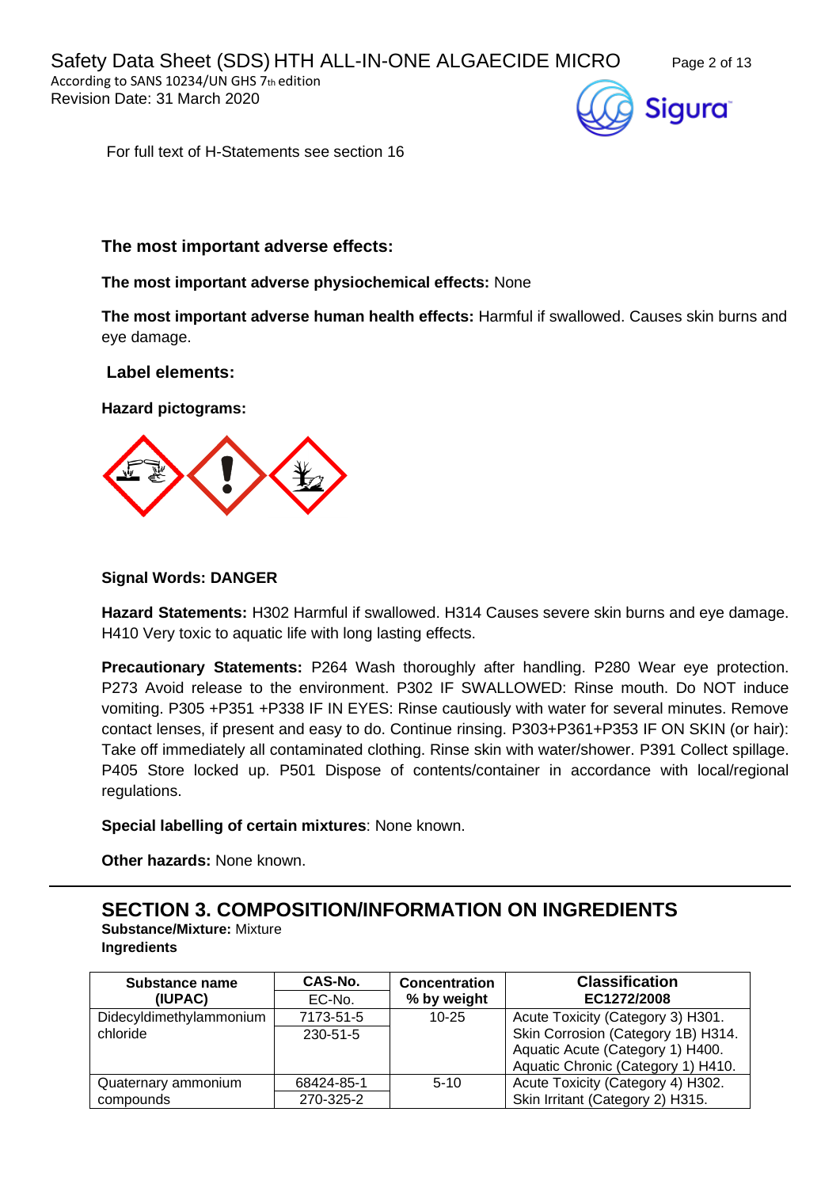For full text of H-Statements see section 16

**The most important adverse effects:**

**The most important adverse physiochemical effects:** None

**The most important adverse human health effects:** Harmful if swallowed. Causes skin burns and eye damage.

**Label elements:**

**Hazard pictograms:**

**Signal Words: DANGER**

**Hazard Statements:** H302 Harmful if swallowed. H314 Causes severe skin burns and eye damage. H410 Very toxic to aquatic life with long lasting effects.

**Precautionary Statements:** P264 Wash thoroughly after handling. P280 Wear eye protection. P273 Avoid release to the environment. P302 IF SWALLOWED: Rinse mouth. Do NOT induce vomiting. P305 +P351 +P338 IF IN EYES: Rinse cautiously with water for several minutes. Remove contact lenses, if present and easy to do. Continue rinsing. P303+P361+P353 IF ON SKIN (or hair): Take off immediately all contaminated clothing. Rinse skin with water/shower. P391 Collect spillage. P405 Store locked up. P501 Dispose of contents/container in accordance with local/regional regulations.

**Special labelling of certain mixtures**: None known.

**Other hazards:** None known.

## SECTION 3. COMPOSITION/INFORMATION ON INGREDIENTS

**Substance/Mixture:** Mixture
**Ingredients**

| Substance name (IUPAC) | CAS-No. / EC-No. | Concentration % by weight | Classification EC1272/2008 |
|---|---|---|---|
| Didecyldimethylammonium chloride | 7173-51-5 / 230-51-5 | 10-25 | Acute Toxicity (Category 3) H301. Skin Corrosion (Category 1B) H314. Aquatic Acute (Category 1) H400. Aquatic Chronic (Category 1) H410. |
| Quaternary ammonium compounds | 68424-85-1 / 270-325-2 | 5-10 | Acute Toxicity (Category 4) H302. Skin Irritant (Category 2) H315. |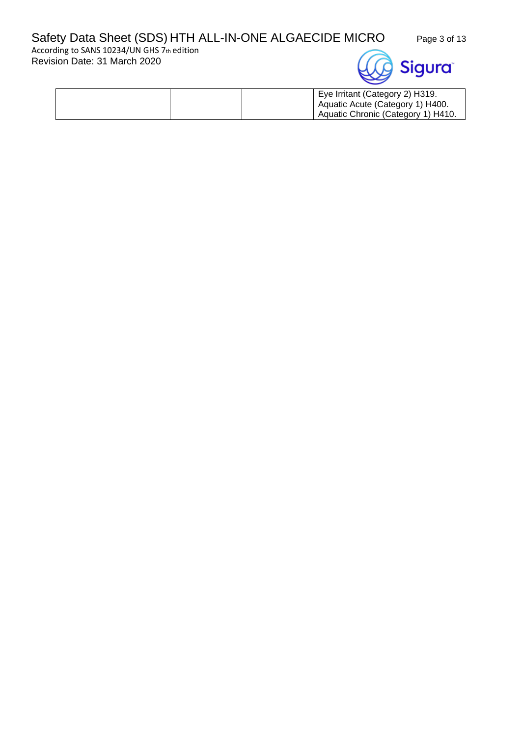| | | | |
|---|---|---|---|
| | | | Eye Irritant (Category 2) H319.<br>Aquatic Acute (Category 1) H400.<br>Aquatic Chronic (Category 1) H410. |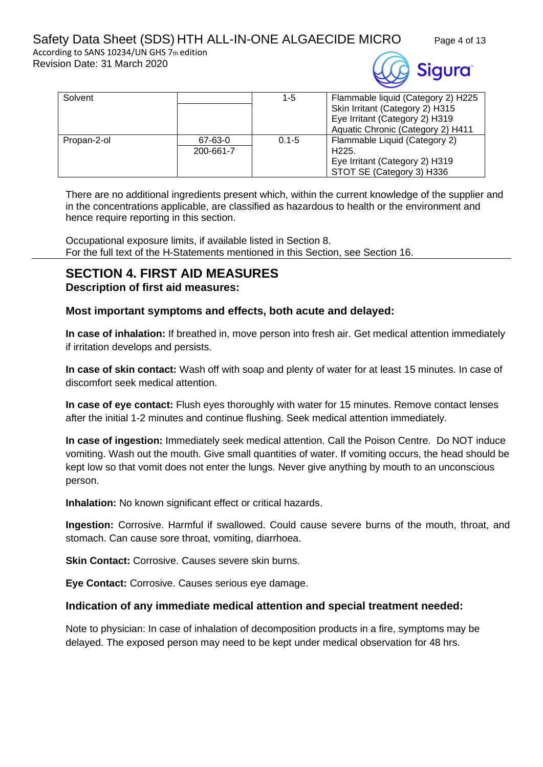| Solvent | | 1-5 | Flammable liquid (Category 2) H225<br>Skin Irritant (Category 2) H315<br>Eye Irritant (Category 2) H319<br>Aquatic Chronic (Category 2) H411 |
|---|---|---|---|
| Propan-2-ol | 67-63-0<br>200-661-7 | 0.1-5 | Flammable Liquid (Category 2)<br>H225.<br>Eye Irritant (Category 2) H319<br>STOT SE (Category 3) H336 |

There are no additional ingredients present which, within the current knowledge of the supplier and in the concentrations applicable, are classified as hazardous to health or the environment and hence require reporting in this section.

Occupational exposure limits, if available listed in Section 8.
For the full text of the H-Statements mentioned in this Section, see Section 16.

## SECTION 4. FIRST AID MEASURES

### Description of first aid measures:

### Most important symptoms and effects, both acute and delayed:

**In case of inhalation:** If breathed in, move person into fresh air. Get medical attention immediately if irritation develops and persists.

**In case of skin contact:** Wash off with soap and plenty of water for at least 15 minutes. In case of discomfort seek medical attention.

**In case of eye contact:** Flush eyes thoroughly with water for 15 minutes. Remove contact lenses after the initial 1-2 minutes and continue flushing. Seek medical attention immediately.

**In case of ingestion:** Immediately seek medical attention. Call the Poison Centre. Do NOT induce vomiting. Wash out the mouth. Give small quantities of water. If vomiting occurs, the head should be kept low so that vomit does not enter the lungs. Never give anything by mouth to an unconscious person.

**Inhalation:** No known significant effect or critical hazards.

**Ingestion:** Corrosive. Harmful if swallowed. Could cause severe burns of the mouth, throat, and stomach. Can cause sore throat, vomiting, diarrhoea.

**Skin Contact:** Corrosive. Causes severe skin burns.

**Eye Contact:** Corrosive. Causes serious eye damage.

### Indication of any immediate medical attention and special treatment needed:

Note to physician: In case of inhalation of decomposition products in a fire, symptoms may be delayed. The exposed person may need to be kept under medical observation for 48 hrs.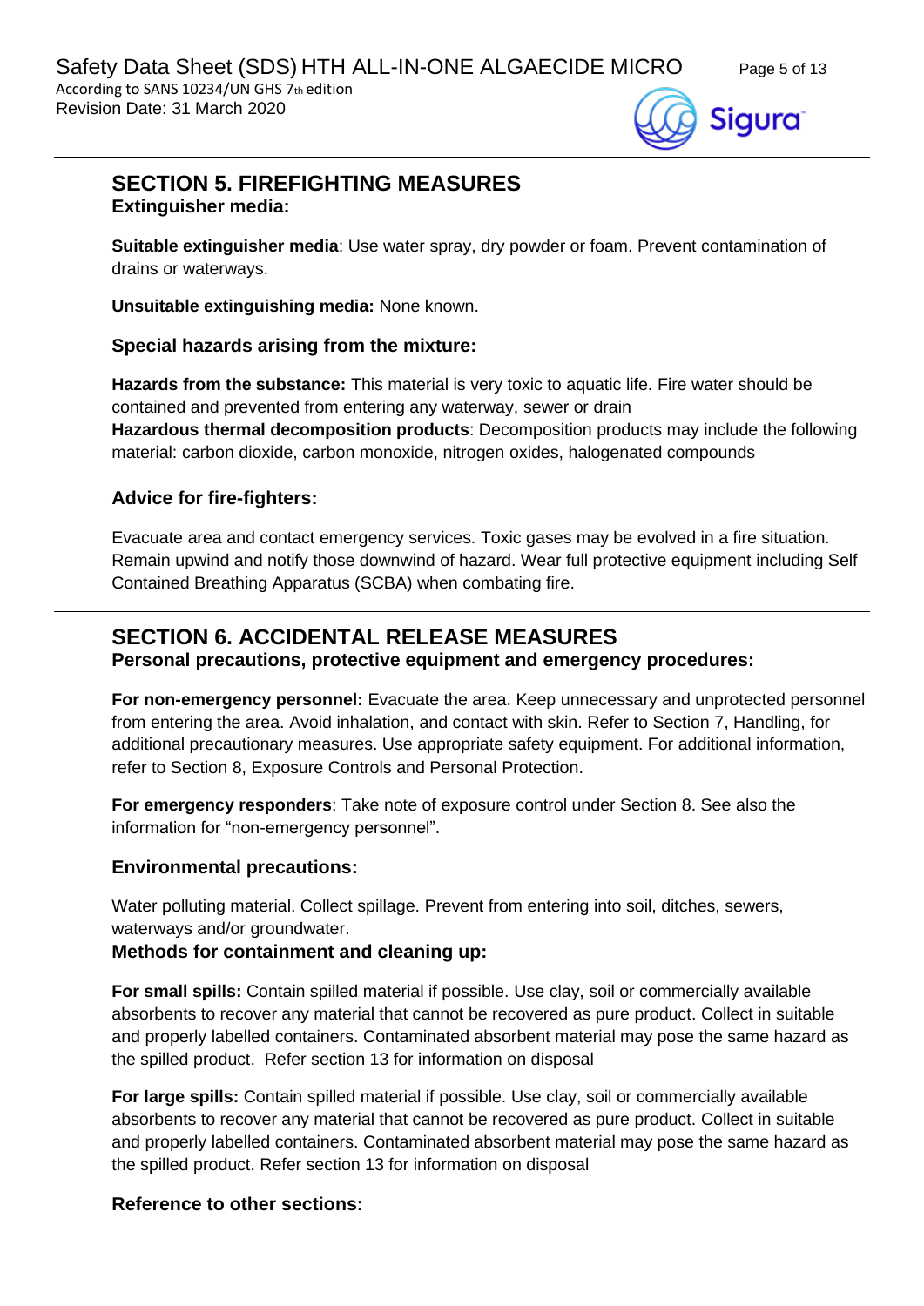## SECTION 5. FIREFIGHTING MEASURES

### Extinguisher media:

**Suitable extinguisher media**: Use water spray, dry powder or foam. Prevent contamination of drains or waterways.

**Unsuitable extinguishing media:** None known.

### Special hazards arising from the mixture:

**Hazards from the substance:** This material is very toxic to aquatic life. Fire water should be contained and prevented from entering any waterway, sewer or drain
**Hazardous thermal decomposition products**: Decomposition products may include the following material: carbon dioxide, carbon monoxide, nitrogen oxides, halogenated compounds

### Advice for fire-fighters:

Evacuate area and contact emergency services. Toxic gases may be evolved in a fire situation. Remain upwind and notify those downwind of hazard. Wear full protective equipment including Self Contained Breathing Apparatus (SCBA) when combating fire.

## SECTION 6. ACCIDENTAL RELEASE MEASURES

### Personal precautions, protective equipment and emergency procedures:

**For non-emergency personnel:** Evacuate the area. Keep unnecessary and unprotected personnel from entering the area. Avoid inhalation, and contact with skin. Refer to Section 7, Handling, for additional precautionary measures. Use appropriate safety equipment. For additional information, refer to Section 8, Exposure Controls and Personal Protection.

**For emergency responders**: Take note of exposure control under Section 8. See also the information for "non-emergency personnel".

### Environmental precautions:

Water polluting material. Collect spillage. Prevent from entering into soil, ditches, sewers, waterways and/or groundwater.

### Methods for containment and cleaning up:

**For small spills:** Contain spilled material if possible. Use clay, soil or commercially available absorbents to recover any material that cannot be recovered as pure product. Collect in suitable and properly labelled containers. Contaminated absorbent material may pose the same hazard as the spilled product. Refer section 13 for information on disposal

**For large spills:** Contain spilled material if possible. Use clay, soil or commercially available absorbents to recover any material that cannot be recovered as pure product. Collect in suitable and properly labelled containers. Contaminated absorbent material may pose the same hazard as the spilled product. Refer section 13 for information on disposal

### Reference to other sections: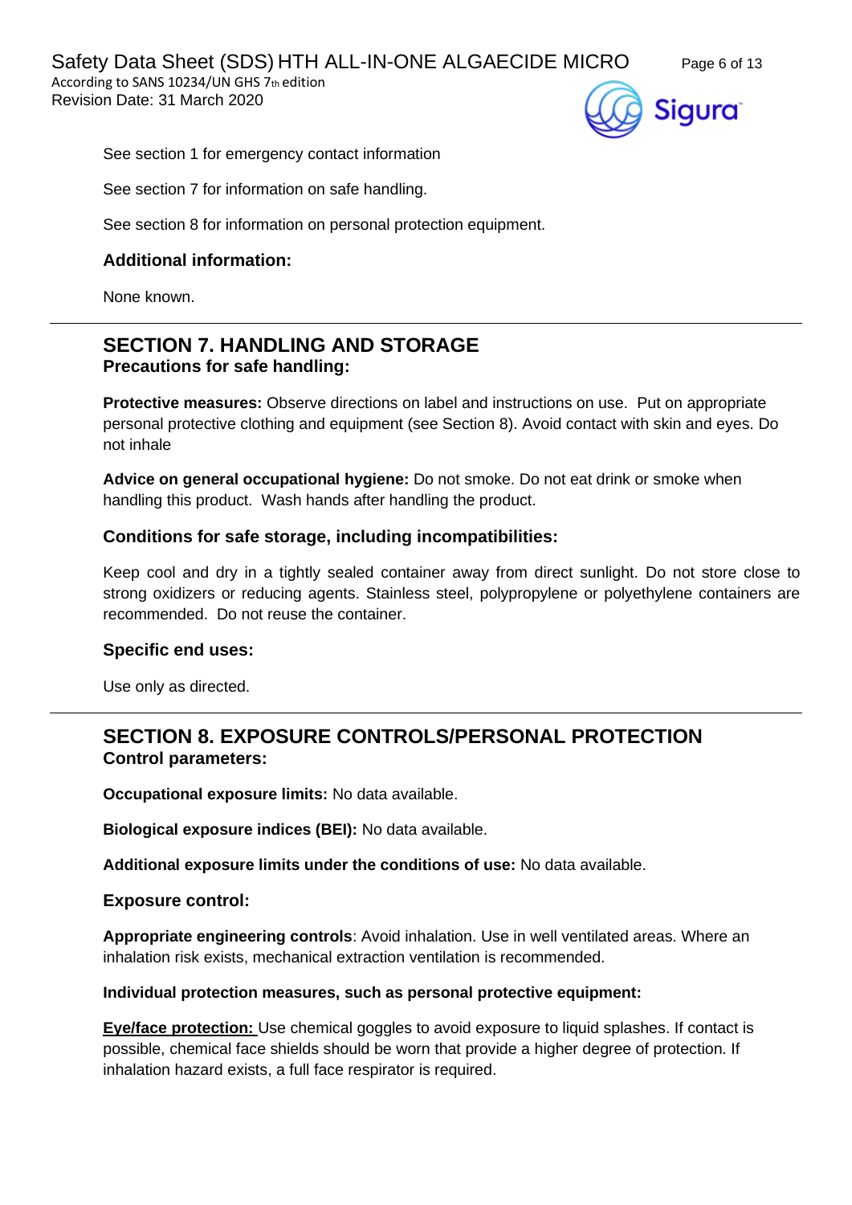See section 1 for emergency contact information

See section 7 for information on safe handling.

See section 8 for information on personal protection equipment.

### Additional information:

None known.

---

## SECTION 7. HANDLING AND STORAGE

### Precautions for safe handling:

**Protective measures:** Observe directions on label and instructions on use. Put on appropriate personal protective clothing and equipment (see Section 8). Avoid contact with skin and eyes. Do not inhale

**Advice on general occupational hygiene:** Do not smoke. Do not eat drink or smoke when handling this product. Wash hands after handling the product.

### Conditions for safe storage, including incompatibilities:

Keep cool and dry in a tightly sealed container away from direct sunlight. Do not store close to strong oxidizers or reducing agents. Stainless steel, polypropylene or polyethylene containers are recommended. Do not reuse the container.

### Specific end uses:

Use only as directed.

---

## SECTION 8. EXPOSURE CONTROLS/PERSONAL PROTECTION

### Control parameters:

**Occupational exposure limits:** No data available.

**Biological exposure indices (BEI):** No data available.

**Additional exposure limits under the conditions of use:** No data available.

### Exposure control:

**Appropriate engineering controls**: Avoid inhalation. Use in well ventilated areas. Where an inhalation risk exists, mechanical extraction ventilation is recommended.

**Individual protection measures, such as personal protective equipment:**

**Eye/face protection:** Use chemical goggles to avoid exposure to liquid splashes. If contact is possible, chemical face shields should be worn that provide a higher degree of protection. If inhalation hazard exists, a full face respirator is required.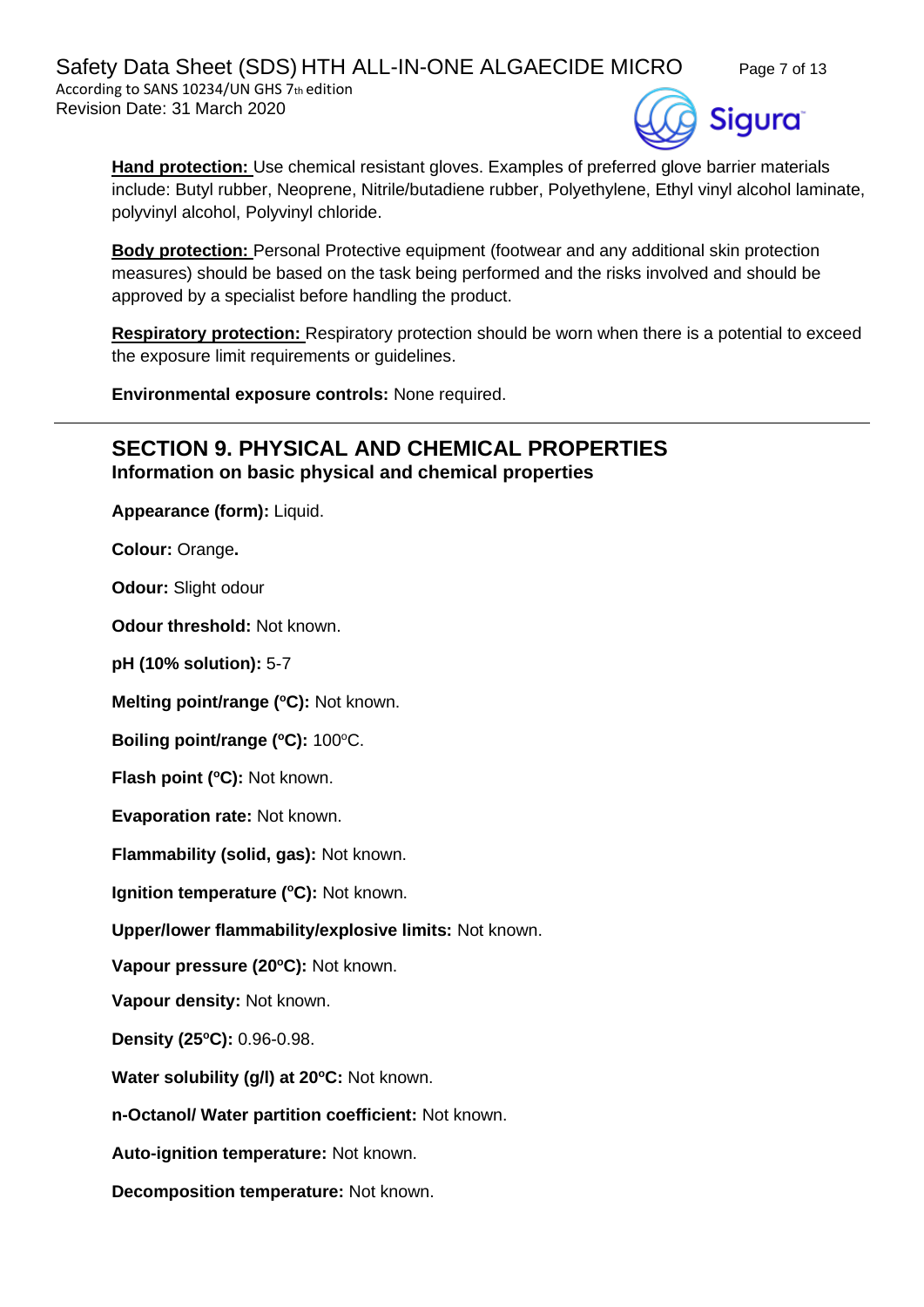**Hand protection:** Use chemical resistant gloves. Examples of preferred glove barrier materials include: Butyl rubber, Neoprene, Nitrile/butadiene rubber, Polyethylene, Ethyl vinyl alcohol laminate, polyvinyl alcohol, Polyvinyl chloride.

**Body protection:** Personal Protective equipment (footwear and any additional skin protection measures) should be based on the task being performed and the risks involved and should be approved by a specialist before handling the product.

**Respiratory protection:** Respiratory protection should be worn when there is a potential to exceed the exposure limit requirements or guidelines.

**Environmental exposure controls:** None required.

---

## SECTION 9. PHYSICAL AND CHEMICAL PROPERTIES

### Information on basic physical and chemical properties

**Appearance (form):** Liquid.

**Colour:** Orange**.**

**Odour:** Slight odour

**Odour threshold:** Not known.

**pH (10% solution):** 5-7

**Melting point/range (ºC):** Not known.

**Boiling point/range (ºC):** 100ºC.

**Flash point (ºC):** Not known.

**Evaporation rate:** Not known.

**Flammability (solid, gas):** Not known.

**Ignition temperature (ºC):** Not known.

**Upper/lower flammability/explosive limits:** Not known.

**Vapour pressure (20ºC):** Not known.

**Vapour density:** Not known.

**Density (25ºC):** 0.96-0.98.

**Water solubility (g/l) at 20ºC:** Not known.

**n-Octanol/ Water partition coefficient:** Not known.

**Auto-ignition temperature:** Not known.

**Decomposition temperature:** Not known.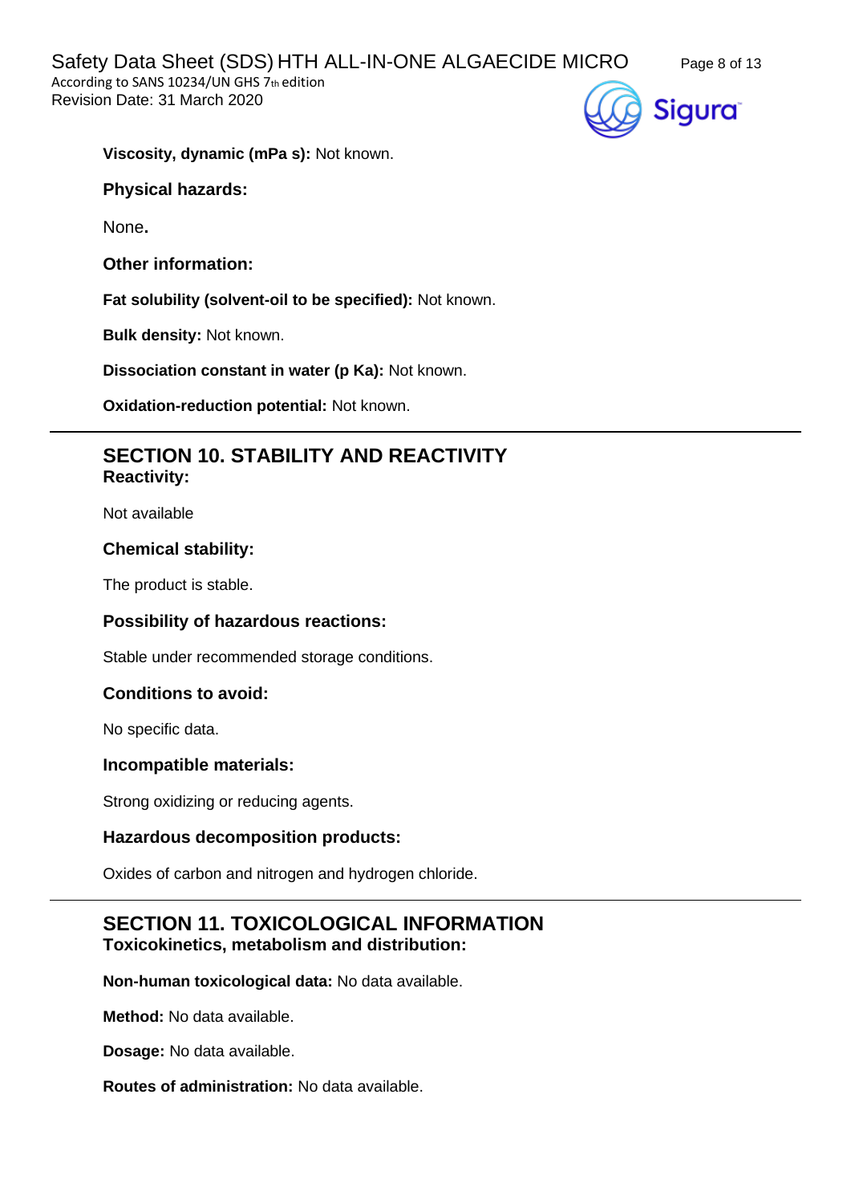**Viscosity, dynamic (mPa s):** Not known.

**Physical hazards:**

None**.**

**Other information:**

**Fat solubility (solvent-oil to be specified):** Not known.

**Bulk density:** Not known.

**Dissociation constant in water (p Ka):** Not known.

**Oxidation-reduction potential:** Not known.

## SECTION 10. STABILITY AND REACTIVITY

**Reactivity:**

Not available

**Chemical stability:**

The product is stable.

**Possibility of hazardous reactions:**

Stable under recommended storage conditions.

**Conditions to avoid:**

No specific data.

**Incompatible materials:**

Strong oxidizing or reducing agents.

**Hazardous decomposition products:**

Oxides of carbon and nitrogen and hydrogen chloride.

## SECTION 11. TOXICOLOGICAL INFORMATION

**Toxicokinetics, metabolism and distribution:**

**Non-human toxicological data:** No data available.

**Method:** No data available.

**Dosage:** No data available.

**Routes of administration:** No data available.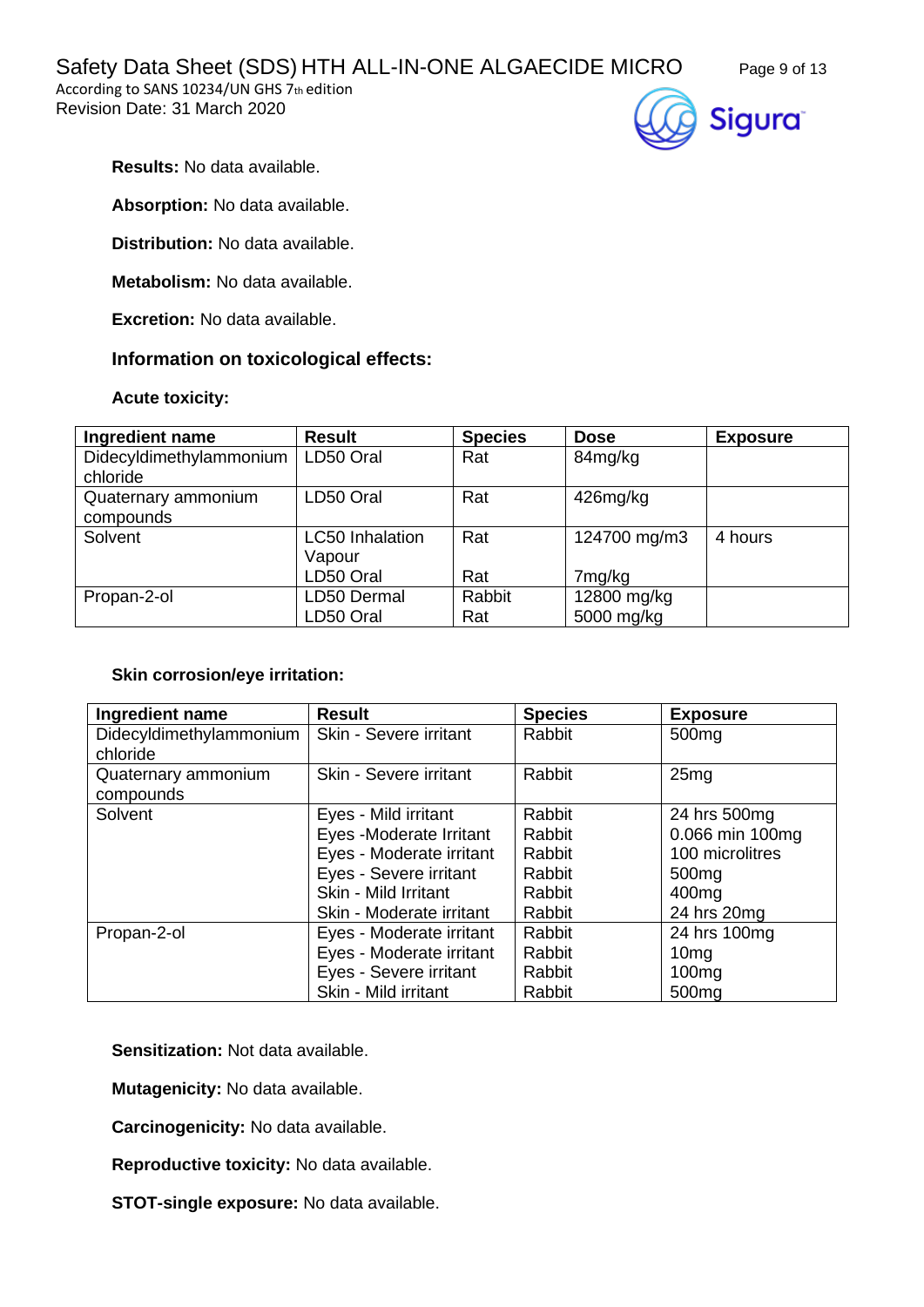**Results:** No data available.

**Absorption:** No data available.

**Distribution:** No data available.

**Metabolism:** No data available.

**Excretion:** No data available.

### Information on toxicological effects:

**Acute toxicity:**

| Ingredient name | Result | Species | Dose | Exposure |
|---|---|---|---|---|
| Didecyldimethylammonium chloride | LD50 Oral | Rat | 84mg/kg | |
| Quaternary ammonium compounds | LD50 Oral | Rat | 426mg/kg | |
| Solvent | LC50 Inhalation Vapour<br>LD50 Oral | Rat<br>Rat | 124700 mg/m3<br>7mg/kg | 4 hours |
| Propan-2-ol | LD50 Dermal<br>LD50 Oral | Rabbit<br>Rat | 12800 mg/kg<br>5000 mg/kg | |

**Skin corrosion/eye irritation:**

| Ingredient name | Result | Species | Exposure |
|---|---|---|---|
| Dideyldimethylammonium chloride | Skin - Severe irritant | Rabbit | 500mg |
| Quaternary ammonium compounds | Skin - Severe irritant | Rabbit | 25mg |
| Solvent | Eyes - Mild irritant<br>Eyes -Moderate Irritant<br>Eyes - Moderate irritant<br>Eyes - Severe irritant<br>Skin - Mild Irritant<br>Skin - Moderate irritant | Rabbit<br>Rabbit<br>Rabbit<br>Rabbit<br>Rabbit<br>Rabbit | 24 hrs 500mg<br>0.066 min 100mg<br>100 microlitres<br>500mg<br>400mg<br>24 hrs 20mg |
| Propan-2-ol | Eyes - Moderate irritant<br>Eyes - Moderate irritant<br>Eyes - Severe irritant<br>Skin - Mild irritant | Rabbit<br>Rabbit<br>Rabbit<br>Rabbit | 24 hrs 100mg<br>10mg<br>100mg<br>500mg |

**Sensitization:** Not data available.

**Mutagenicity:** No data available.

**Carcinogenicity:** No data available.

**Reproductive toxicity:** No data available.

**STOT-single exposure:** No data available.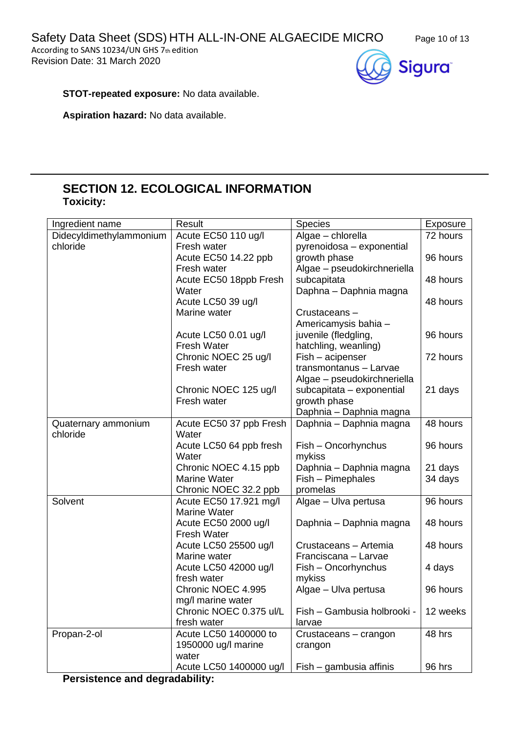**STOT-repeated exposure:** No data available.

**Aspiration hazard:** No data available.

## SECTION 12. ECOLOGICAL INFORMATION

**Toxicity:**

| Ingredient name | Result | Species | Exposure |
|---|---|---|---|
| Didecyldimethylammonium chloride | Acute EC50 110 ug/l Fresh water | Algae – chlorella pyrenoidosa – exponential growth phase | 72 hours |
| | Acute EC50 14.22 ppb Fresh water | Algae – pseudokirchneriella subcapitata | 96 hours |
| | Acute EC50 18ppb Fresh Water | Daphna – Daphnia magna | 48 hours |
| | Acute LC50 39 ug/l Marine water | Crustaceans – Americamysis bahia – juvenile (fledgling, hatchling, weanling) | 48 hours |
| | Acute LC50 0.01 ug/l Fresh Water | Fish – acipenser transmontanus – Larvae | 96 hours |
| | Chronic NOEC 25 ug/l Fresh water | Algae – pseudokirchneriella subcapitata – exponential growth phase | 72 hours |
| | Chronic NOEC 125 ug/l Fresh water | Daphnia – Daphnia magna | 21 days |
| Quaternary ammonium chloride | Acute EC50 37 ppb Fresh Water | Daphnia – Daphnia magna | 48 hours |
| | Acute LC50 64 ppb fresh Water | Fish – Oncorhynchus mykiss | 96 hours |
| | Chronic NOEC 4.15 ppb Marine Water | Daphnia – Daphnia magna | 21 days |
| | Chronic NOEC 32.2 ppb | Fish – Pimephales promelas | 34 days |
| Solvent | Acute EC50 17.921 mg/l Marine Water | Algae – Ulva pertusa | 96 hours |
| | Acute EC50 2000 ug/l Fresh Water | Daphnia – Daphnia magna | 48 hours |
| | Acute LC50 25500 ug/l Marine water | Crustaceans – Artemia Franciscana – Larvae | 48 hours |
| | Acute LC50 42000 ug/l fresh water | Fish – Oncorhynchus mykiss | 4 days |
| | Chronic NOEC 4.995 mg/l marine water | Algae – Ulva pertusa | 96 hours |
| | Chronic NOEC 0.375 ul/L fresh water | Fish – Gambusia holbrooki - larvae | 12 weeks |
| Propan-2-ol | Acute LC50 1400000 to 1950000 ug/l marine water | Crustaceans – crangon crangon | 48 hrs |
| | Acute LC50 1400000 ug/l | Fish – gambusia affinis | 96 hrs |

**Persistence and degradability:**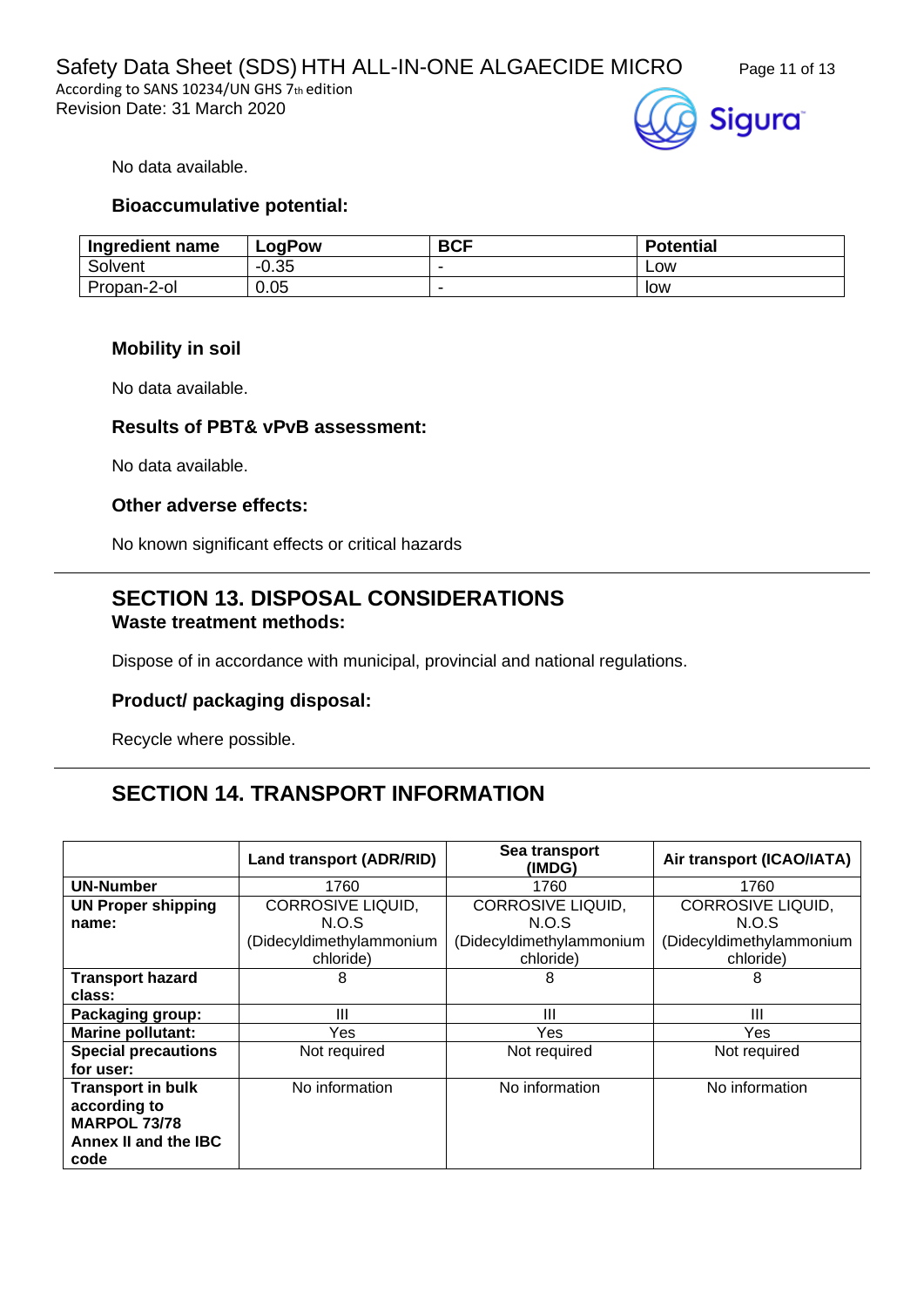No data available.

### Bioaccumulative potential:

| Ingredient name | LogPow | BCF | Potential |
|---|---|---|---|
| Solvent | -0.35 | - | Low |
| Propan-2-ol | 0.05 | - | low |

### Mobility in soil

No data available.

### Results of PBT& vPvB assessment:

No data available.

### Other adverse effects:

No known significant effects or critical hazards

## SECTION 13. DISPOSAL CONSIDERATIONS

### Waste treatment methods:

Dispose of in accordance with municipal, provincial and national regulations.

### Product/ packaging disposal:

Recycle where possible.

## SECTION 14. TRANSPORT INFORMATION

| | Land transport (ADR/RID) | Sea transport (IMDG) | Air transport (ICAO/IATA) |
|---|---|---|---|
| **UN-Number** | 1760 | 1760 | 1760 |
| **UN Proper shipping name:** | CORROSIVE LIQUID, N.O.S (Didecyldimethylammonium chloride) | CORROSIVE LIQUID, N.O.S (Didecyldimethylammonium chloride) | CORROSIVE LIQUID, N.O.S (Didecyldimethylammonium chloride) |
| **Transport hazard class:** | 8 | 8 | 8 |
| **Packaging group:** | III | III | III |
| **Marine pollutant:** | Yes | Yes | Yes |
| **Special precautions for user:** | Not required | Not required | Not required |
| **Transport in bulk according to MARPOL 73/78 Annex II and the IBC code** | No information | No information | No information |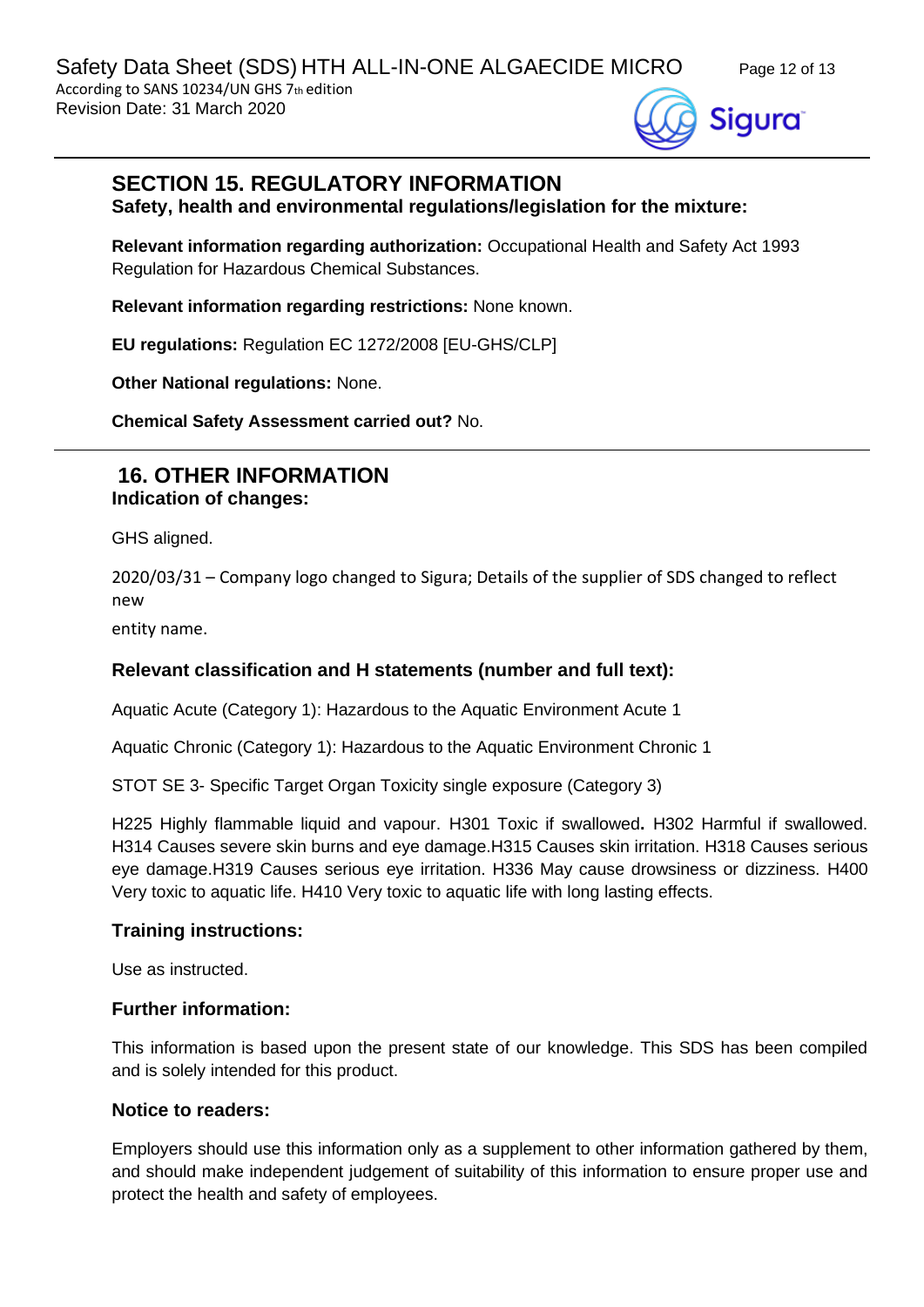## SECTION 15. REGULATORY INFORMATION

**Safety, health and environmental regulations/legislation for the mixture:**

**Relevant information regarding authorization:** Occupational Health and Safety Act 1993 Regulation for Hazardous Chemical Substances.

**Relevant information regarding restrictions:** None known.

**EU regulations:** Regulation EC 1272/2008 [EU-GHS/CLP]

**Other National regulations:** None.

**Chemical Safety Assessment carried out?** No.

## 16. OTHER INFORMATION

**Indication of changes:**

GHS aligned.

2020/03/31 – Company logo changed to Sigura; Details of the supplier of SDS changed to reflect new entity name.

### Relevant classification and H statements (number and full text):

Aquatic Acute (Category 1): Hazardous to the Aquatic Environment Acute 1

Aquatic Chronic (Category 1): Hazardous to the Aquatic Environment Chronic 1

STOT SE 3- Specific Target Organ Toxicity single exposure (Category 3)

H225 Highly flammable liquid and vapour. H301 Toxic if swallowed**.** H302 Harmful if swallowed. H314 Causes severe skin burns and eye damage.H315 Causes skin irritation. H318 Causes serious eye damage.H319 Causes serious eye irritation. H336 May cause drowsiness or dizziness. H400 Very toxic to aquatic life. H410 Very toxic to aquatic life with long lasting effects.

### Training instructions:

Use as instructed.

### Further information:

This information is based upon the present state of our knowledge. This SDS has been compiled and is solely intended for this product.

### Notice to readers:

Employers should use this information only as a supplement to other information gathered by them, and should make independent judgement of suitability of this information to ensure proper use and protect the health and safety of employees.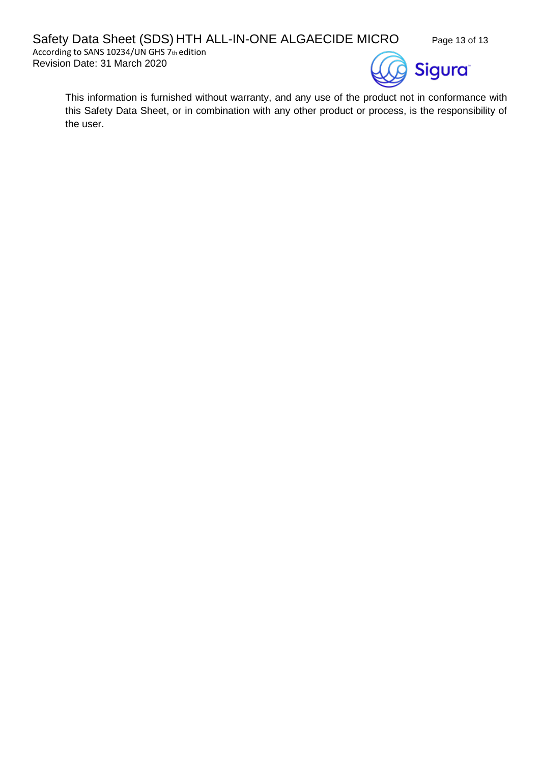This information is furnished without warranty, and any use of the product not in conformance with this Safety Data Sheet, or in combination with any other product or process, is the responsibility of the user.